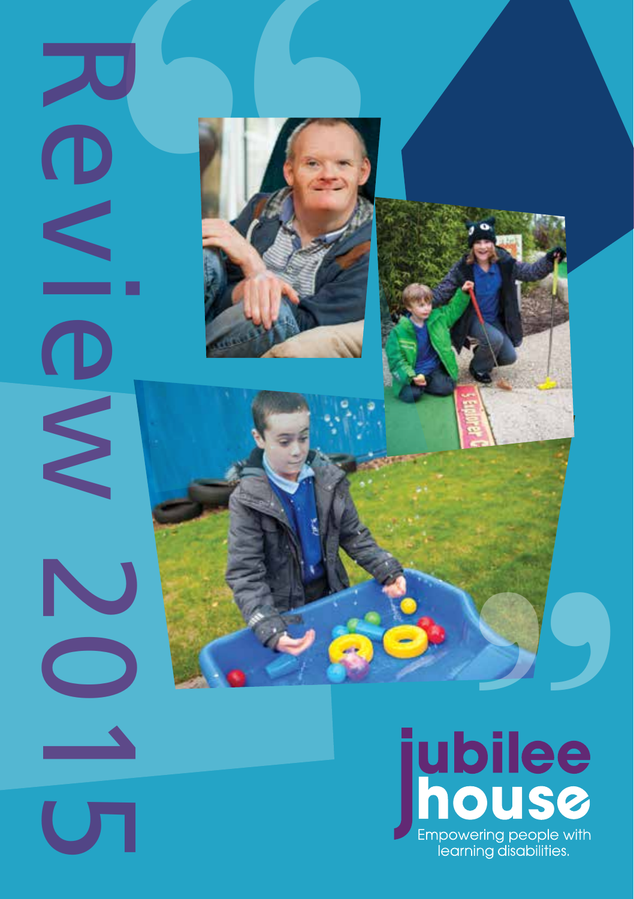# Review 2015

**jubilee house**

Empowering people with learning disabilities.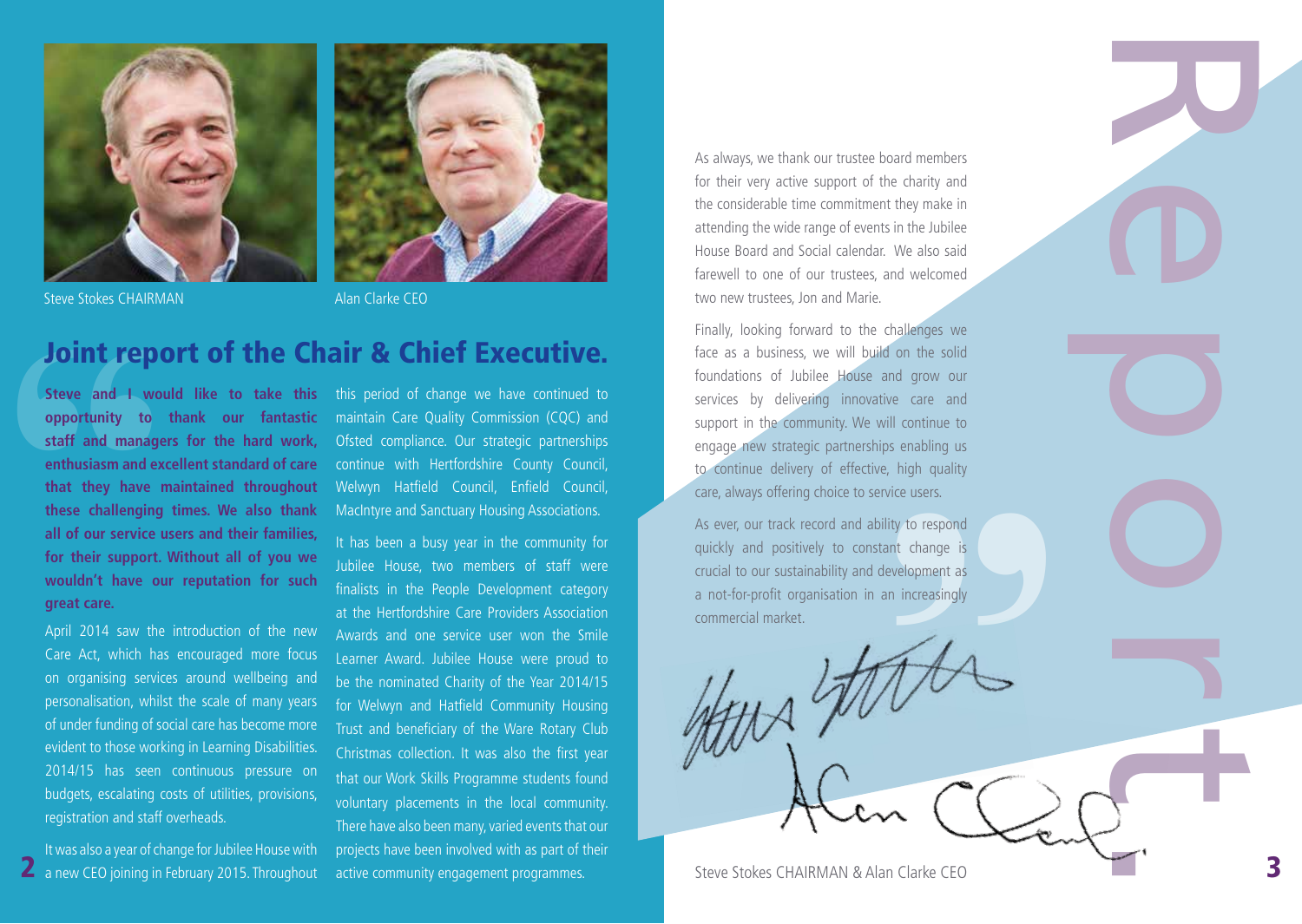Steve Stokes CHAIRMAN

Alan Clarke CEO

# Joint report of the Chair & Chief Executive.

**Steve and I would like to take this opportunity to thank our fantastic staff and managers for the hard work, enthusiasm and excellent standard of care that they have maintained throughout these challenging times. We also thank all of our service users and their families, for their support. Without all of you we wouldn't have our reputation for such great care.**

April 2014 saw the introduction of the new Care Act, which has encouraged more focus on organising services around wellbeing and personalisation, whilst the scale of many years of under funding of social care has become more evident to those working in Learning Disabilities. 2014/15 has seen continuous pressure on budgets, escalating costs of utilities, provisions, registration and staff overheads.

It was also a year of change for Jubilee House with a new CEO joining in February 2015. Throughout this period of change we have continued to maintain Care Quality Commission (CQC) and Ofsted compliance. Our strategic partnerships continue with Hertfordshire County Council, Welwyn Hatfield Council, Enfield Council, MacIntyre and Sanctuary Housing Associations.

It has been a busy year in the community for Jubilee House, two members of staff were finalists in the People Development category at the Hertfordshire Care Providers Association Awards and one service user won the Smile Learner Award. Jubilee House were proud to be the nominated Charity of the Year 2014/15 for Welwyn and Hatfield Community Housing Trust and beneficiary of the Ware Rotary Club Christmas collection. It was also the first year that our Work Skills Programme students found voluntary placements in the local community. There have also been many, varied events that our projects have been involved with as part of their active community engagement programmes.

As always, we thank our trustee board members for their very active support of the charity and the considerable time commitment they make in attending the wide range of events in the Jubilee House Board and Social calendar. We also said farewell to one of our trustees, and welcomed two new trustees, Jon and Marie.

Finally, looking forward to the challenges we face as a business, we will build on the solid foundations of Jubilee House and grow our services by delivering innovative care and support in the community. We will continue to engage new strategic partnerships enabling us to continue delivery of effective, high quality care, always offering choice to service users.

As ever, our track record and ability to respond quickly and positively to constant change is crucial to our sustainability and development as a not-for-profit organisation in an increasingly commercial market.

Steve Stokes CHAIRMAN & Alan Clarke CEO

Report.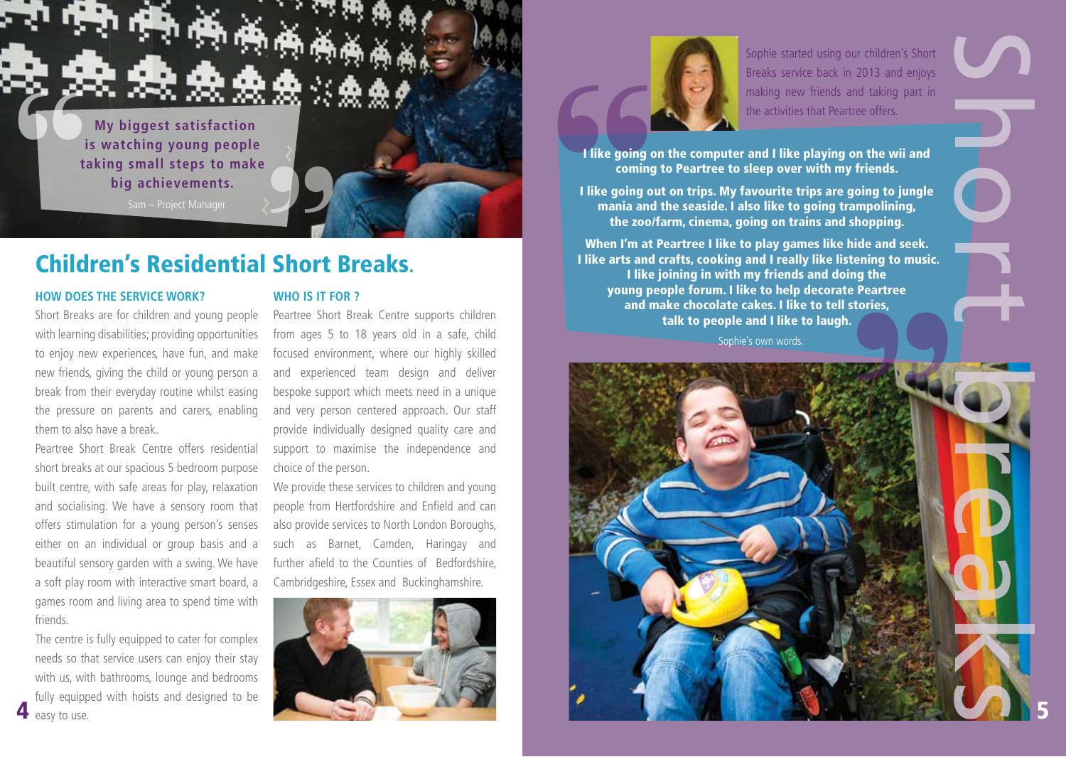> My biggest satisfaction is watching young people taking small steps to make big achievements.
>
> Sam – Project Manager

## Children's Residential Short Breaks.

### HOW DOES THE SERVICE WORK?

Short Breaks are for children and young people with learning disabilities; providing opportunities to enjoy new experiences, have fun, and make new friends, giving the child or young person a break from their everyday routine whilst easing the pressure on parents and carers, enabling them to also have a break.

Peartree Short Break Centre offers residential short breaks at our spacious 5 bedroom purpose built centre, with safe areas for play, relaxation and socialising. We have a sensory room that offers stimulation for a young person's senses either on an individual or group basis and a beautiful sensory garden with a swing. We have a soft play room with interactive smart board, a games room and living area to spend time with friends.

The centre is fully equipped to cater for complex needs so that service users can enjoy their stay with us, with bathrooms, lounge and bedrooms fully equipped with hoists and designed to be easy to use.

### WHO IS IT FOR ?

Peartree Short Break Centre supports children from ages 5 to 18 years old in a safe, child focused environment, where our highly skilled and experienced team design and deliver bespoke support which meets need in a unique and very person centered approach. Our staff provide individually designed quality care and support to maximise the independence and choice of the person.

We provide these services to children and young people from Hertfordshire and Enfield and can also provide services to North London Boroughs, such as Barnet, Camden, Haringay and further afield to the Counties of Bedfordshire, Cambridgeshire, Essex and Buckinghamshire.

Sophie started using our children's Short Breaks service back in 2013 and enjoys making new friends and taking part in the activities that Peartree offers.

> **I like going on the computer and I like playing on the wii and coming to Peartree to sleep over with my friends.**
>
> **I like going out on trips. My favourite trips are going to jungle mania and the seaside. I also like to going trampolining, the zoo/farm, cinema, going on trains and shopping.**
>
> **When I'm at Peartree I like to play games like hide and seek. I like arts and crafts, cooking and I really like listening to music. I like joining in with my friends and doing the young people forum. I like to help decorate Peartree and make chocolate cakes. I like to tell stories, talk to people and I like to laugh.**
>
> Sophie's own words.

short breaks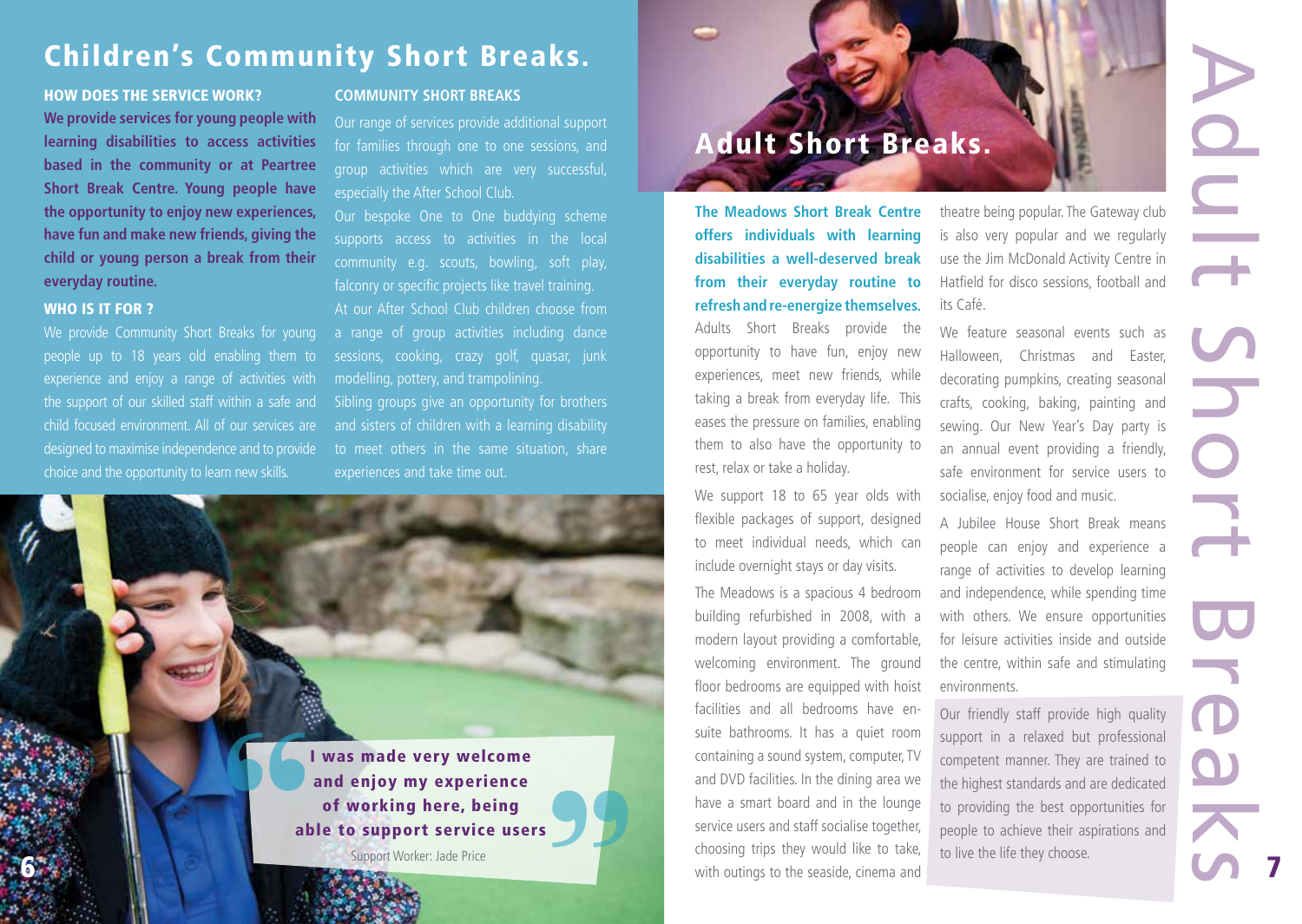## Children's Community Short Breaks.

### HOW DOES THE SERVICE WORK?

**We provide services for young people with learning disabilities to access activities based in the community or at Peartree Short Break Centre. Young people have the opportunity to enjoy new experiences, have fun and make new friends, giving the child or young person a break from their everyday routine.**

### WHO IS IT FOR ?

We provide Community Short Breaks for young people up to 18 years old enabling them to experience and enjoy a range of activities with the support of our skilled staff within a safe and child focused environment. All of our services are designed to maximise independence and to provide choice and the opportunity to learn new skills.

### COMMUNITY SHORT BREAKS

Our range of services provide additional support for families through one to one sessions, and group activities which are very successful, especially the After School Club.

Our bespoke One to One buddying scheme supports access to activities in the local community e.g. scouts, bowling, soft play, falconry or specific projects like travel training.

At our After School Club children choose from a range of group activities including dance sessions, cooking, crazy golf, quasar, junk modelling, pottery, and trampolining.

Sibling groups give an opportunity for brothers and sisters of children with a learning disability to meet others in the same situation, share experiences and take time out.

> **I was made very welcome and enjoy my experience of working here, being able to support service users**
>
> Support Worker: Jade Price

## Adult Short Breaks.

**The Meadows Short Break Centre offers individuals with learning disabilities a well-deserved break from their everyday routine to refresh and re-energize themselves.**

Adults Short Breaks provide the opportunity to have fun, enjoy new experiences, meet new friends, while taking a break from everyday life. This eases the pressure on families, enabling them to also have the opportunity to rest, relax or take a holiday.

We support 18 to 65 year olds with flexible packages of support, designed to meet individual needs, which can include overnight stays or day visits.

The Meadows is a spacious 4 bedroom building refurbished in 2008, with a modern layout providing a comfortable, welcoming environment. The ground floor bedrooms are equipped with hoist facilities and all bedrooms have en-suite bathrooms. It has a quiet room containing a sound system, computer, TV and DVD facilities. In the dining area we have a smart board and in the lounge service users and staff socialise together, choosing trips they would like to take, with outings to the seaside, cinema and theatre being popular. The Gateway club is also very popular and we regularly use the Jim McDonald Activity Centre in Hatfield for disco sessions, football and its Café.

We feature seasonal events such as Halloween, Christmas and Easter, decorating pumpkins, creating seasonal crafts, cooking, baking, painting and sewing. Our New Year's Day party is an annual event providing a friendly, safe environment for service users to socialise, enjoy food and music.

A Jubilee House Short Break means people can enjoy and experience a range of activities to develop learning and independence, while spending time with others. We ensure opportunities for leisure activities inside and outside the centre, within safe and stimulating environments.

Our friendly staff provide high quality support in a relaxed but professional competent manner. They are trained to the highest standards and are dedicated to providing the best opportunities for people to achieve their aspirations and to live the life they choose.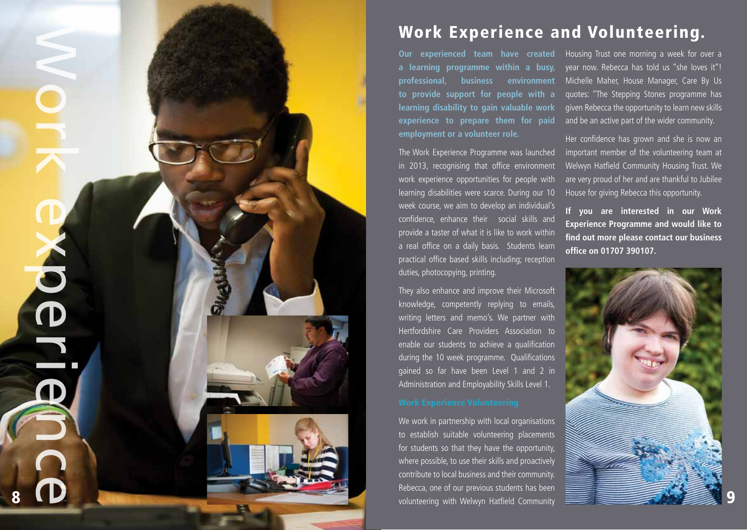# Work Experience and Volunteering.

**Our experienced team have created a learning programme within a busy, professional, business environment to provide support for people with a learning disability to gain valuable work experience to prepare them for paid employment or a volunteer role.**

The Work Experience Programme was launched in 2013, recognising that office environment work experience opportunities for people with learning disabilities were scarce. During our 10 week course, we aim to develop an individual's confidence, enhance their social skills and provide a taster of what it is like to work within a real office on a daily basis. Students learn practical office based skills including; reception duties, photocopying, printing.

They also enhance and improve their Microsoft knowledge, competently replying to emails, writing letters and memo's. We partner with Hertfordshire Care Providers Association to enable our students to achieve a qualification during the 10 week programme. Qualifications gained so far have been Level 1 and 2 in Administration and Employability Skills Level 1.

## Work Experience Volunteering

We work in partnership with local organisations to establish suitable volunteering placements for students so that they have the opportunity, where possible, to use their skills and proactively contribute to local business and their community. Rebecca, one of our previous students has been volunteering with Welwyn Hatfield Community Housing Trust one morning a week for over a year now. Rebecca has told us "she loves it"! Michelle Maher, House Manager, Care By Us quotes: "The Stepping Stones programme has given Rebecca the opportunity to learn new skills and be an active part of the wider community.

Her confidence has grown and she is now an important member of the volunteering team at Welwyn Hatfield Community Housing Trust. We are very proud of her and are thankful to Jubilee House for giving Rebecca this opportunity.

**If you are interested in our Work Experience Programme and would like to find out more please contact our business office on 01707 390107.**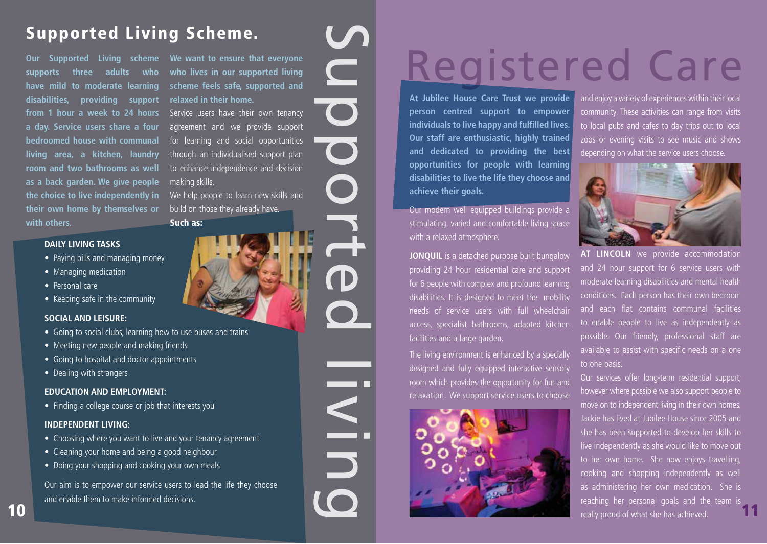## Supported Living Scheme.

**Our Supported Living scheme supports three adults who have mild to moderate learning disabilities, providing support from 1 hour a week to 24 hours a day. Service users share a four bedroomed house with communal living area, a kitchen, laundry room and two bathrooms as well as a back garden. We give people the choice to live independently in their own home by themselves or with others.**

**We want to ensure that everyone who lives in our supported living scheme feels safe, supported and relaxed in their home.**

Service users have their own tenancy agreement and we provide support for learning and social opportunities through an individualised support plan to enhance independence and decision making skills.

We help people to learn new skills and build on those they already have.

**Such as:**

**DAILY LIVING TASKS**

- Paying bills and managing money
- Managing medication
- Personal care
- Keeping safe in the community

**SOCIAL AND LEISURE:**

- Going to social clubs, learning how to use buses and trains
- Meeting new people and making friends
- Going to hospital and doctor appointments
- Dealing with strangers

**EDUCATION AND EMPLOYMENT:**

- Finding a college course or job that interests you

**INDEPENDENT LIVING:**

- Choosing where you want to live and your tenancy agreement
- Cleaning your home and being a good neighbour
- Doing your shopping and cooking your own meals

Our aim is to empower our service users to lead the life they choose and enable them to make informed decisions.

Supported living

# Registered Care

**At Jubilee House Care Trust we provide person centred support to empower individuals to live happy and fulfilled lives. Our staff are enthusiastic, highly trained and dedicated to providing the best opportunities for people with learning disabilities to live the life they choose and achieve their goals.**

Our modern well equipped buildings provide a stimulating, varied and comfortable living space with a relaxed atmosphere.

**JONQUIL** is a detached purpose built bungalow providing 24 hour residential care and support for 6 people with complex and profound learning disabilities. It is designed to meet the mobility needs of service users with full wheelchair access, specialist bathrooms, adapted kitchen facilities and a large garden.

The living environment is enhanced by a specially designed and fully equipped interactive sensory room which provides the opportunity for fun and relaxation. We support service users to choose and enjoy a variety of experiences within their local community. These activities can range from visits to local pubs and cafes to day trips out to local zoos or evening visits to see music and shows depending on what the service users choose.

**AT LINCOLN** we provide accommodation and 24 hour support for 6 service users with moderate learning disabilities and mental health conditions. Each person has their own bedroom and each flat contains communal facilities to enable people to live as independently as possible. Our friendly, professional staff are available to assist with specific needs on a one to one basis.

Our services offer long-term residential support; however where possible we also support people to move on to independent living in their own homes. Jackie has lived at Jubilee House since 2005 and she has been supported to develop her skills to live independently as she would like to move out to her own home. She now enjoys travelling, cooking and shopping independently as well as administering her own medication. She is reaching her personal goals and the team is really proud of what she has achieved.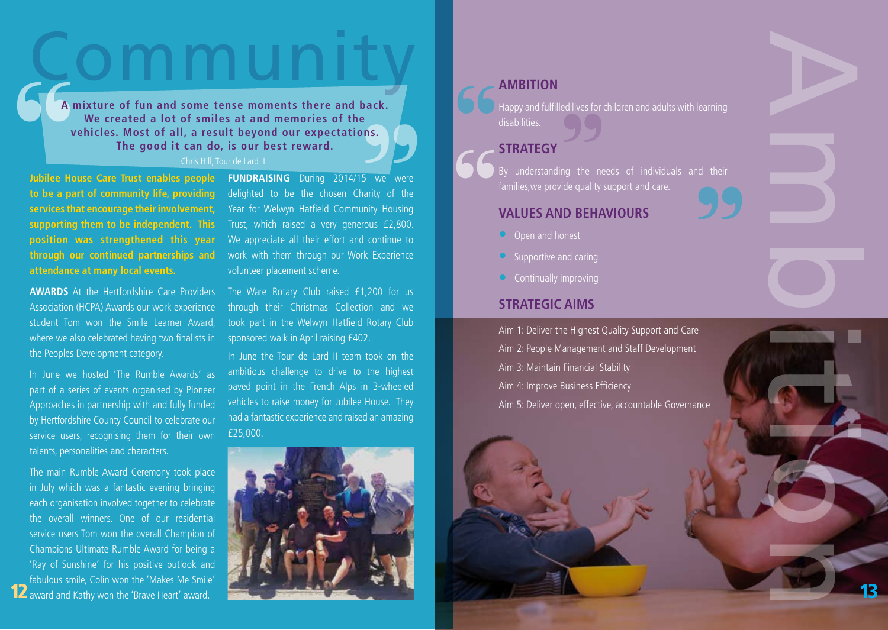# Community

> **A mixture of fun and some tense moments there and back. We created a lot of smiles at and memories of the vehicles. Most of all, a result beyond our expectations. The good it can do, is our best reward.**
>
> Chris Hill, Tour de Lard II

**Jubilee House Care Trust enables people to be a part of community life, providing services that encourage their involvement, supporting them to be independent. This position was strengthened this year through our continued partnerships and attendance at many local events.**

**AWARDS** At the Hertfordshire Care Providers Association (HCPA) Awards our work experience student Tom won the Smile Learner Award, where we also celebrated having two finalists in the Peoples Development category.

In June we hosted 'The Rumble Awards' as part of a series of events organised by Pioneer Approaches in partnership with and fully funded by Hertfordshire County Council to celebrate our service users, recognising them for their own talents, personalities and characters.

The main Rumble Award Ceremony took place in July which was a fantastic evening bringing each organisation involved together to celebrate the overall winners. One of our residential service users Tom won the overall Champion of Champions Ultimate Rumble Award for being a 'Ray of Sunshine' for his positive outlook and fabulous smile, Colin won the 'Makes Me Smile' award and Kathy won the 'Brave Heart' award.

**FUNDRAISING** During 2014/15 we were delighted to be the chosen Charity of the Year for Welwyn Hatfield Community Housing Trust, which raised a very generous £2,800. We appreciate all their effort and continue to work with them through our Work Experience volunteer placement scheme.

The Ware Rotary Club raised £1,200 for us through their Christmas Collection and we took part in the Welwyn Hatfield Rotary Club sponsored walk in April raising £402.

In June the Tour de Lard II team took on the ambitious challenge to drive to the highest paved point in the French Alps in 3-wheeled vehicles to raise money for Jubilee House. They had a fantastic experience and raised an amazing £25,000.

# Ambition

## AMBITION

> Happy and fulfilled lives for children and adults with learning disabilities.

## STRATEGY

> By understanding the needs of individuals and their families,we provide quality support and care.

## VALUES AND BEHAVIOURS

- Open and honest
- Supportive and caring
- Continually improving

## STRATEGIC AIMS

Aim 1: Deliver the Highest Quality Support and Care
Aim 2: People Management and Staff Development
Aim 3: Maintain Financial Stability
Aim 4: Improve Business Efficiency
Aim 5: Deliver open, effective, accountable Governance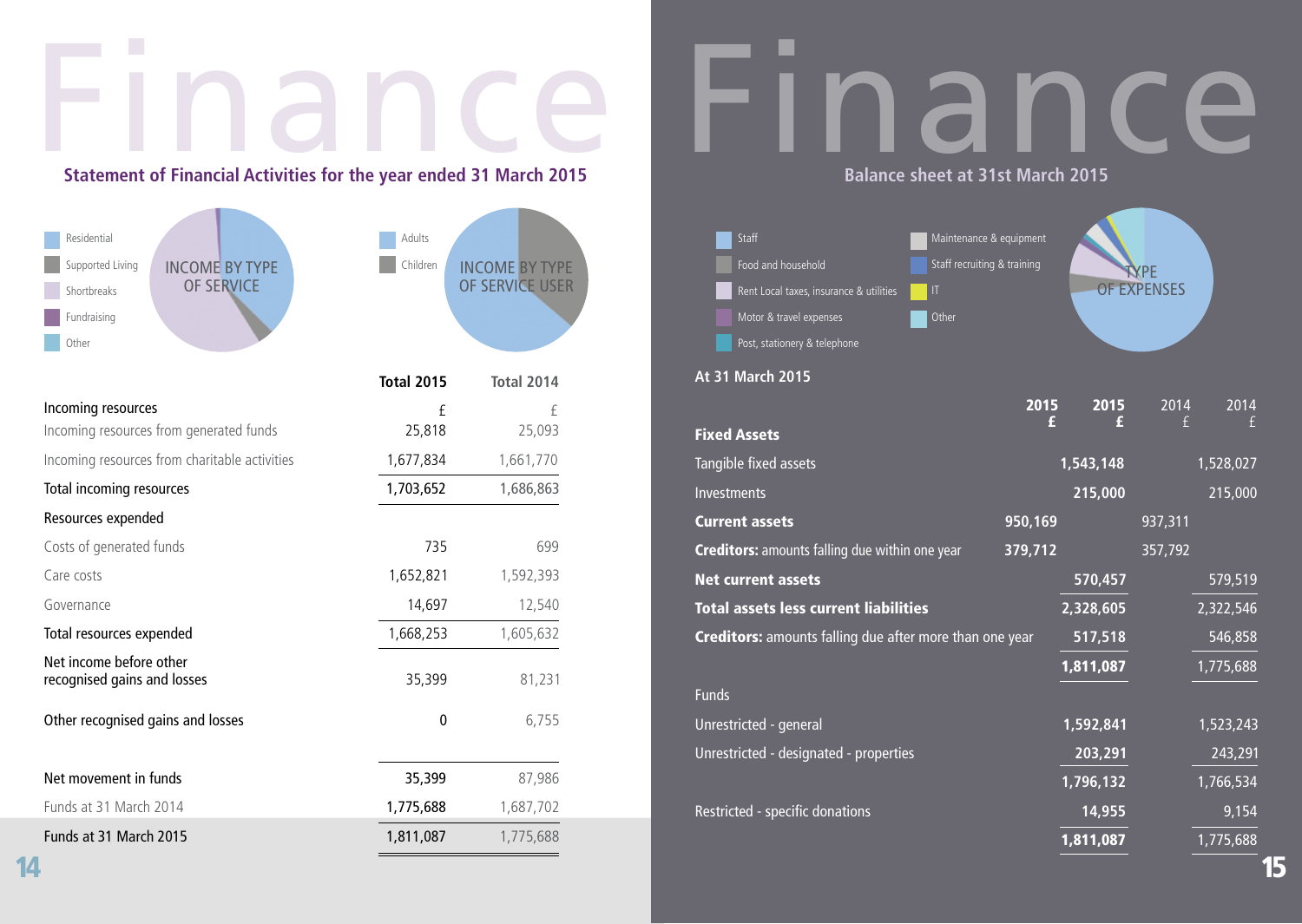# Finance

## Statement of Financial Activities for the year ended 31 March 2015

Residential
Supported Living
Shortbreaks
Fundraising
Other

INCOME BY TYPE OF SERVICE

Adults
Children

INCOME BY TYPE OF SERVICE USER

| | Total 2015 | Total 2014 |
|---|---|---|
| Incoming resources | £ | £ |
| Incoming resources from generated funds | 25,818 | 25,093 |
| Incoming resources from charitable activities | 1,677,834 | 1,661,770 |
| Total incoming resources | 1,703,652 | 1,686,863 |
| Resources expended | | |
| Costs of generated funds | 735 | 699 |
| Care costs | 1,652,821 | 1,592,393 |
| Governance | 14,697 | 12,540 |
| Total resources expended | 1,668,253 | 1,605,632 |
| Net income before other recognised gains and losses | 35,399 | 81,231 |
| Other recognised gains and losses | 0 | 6,755 |
| Net movement in funds | 35,399 | 87,986 |
| Funds at 31 March 2014 | 1,775,688 | 1,687,702 |
| Funds at 31 March 2015 | 1,811,087 | 1,775,688 |

# Finance

## Balance sheet at 31st March 2015

Staff
Food and household
Rent Local taxes, insurance & utilities
Motor & travel expenses
Post, stationery & telephone
Maintenance & equipment
Staff recruiting & training
IT
Other

TYPE OF EXPENSES

### At 31 March 2015

| | 2015 £ | 2015 £ | 2014 £ | 2014 £ |
|---|---|---|---|---|
| **Fixed Assets** | | | | |
| Tangible fixed assets | | 1,543,148 | | 1,528,027 |
| Investments | | 215,000 | | 215,000 |
| **Current assets** | 950,169 | | 937,311 | |
| **Creditors:** amounts falling due within one year | 379,712 | | 357,792 | |
| **Net current assets** | | 570,457 | | 579,519 |
| **Total assets less current liabilities** | | 2,328,605 | | 2,322,546 |
| **Creditors:** amounts falling due after more than one year | | 517,518 | | 546,858 |
| | | 1,811,087 | | 1,775,688 |
| Funds | | | | |
| Unrestricted - general | | 1,592,841 | | 1,523,243 |
| Unrestricted - designated - properties | | 203,291 | | 243,291 |
| | | 1,796,132 | | 1,766,534 |
| Restricted - specific donations | | 14,955 | | 9,154 |
| | | 1,811,087 | | 1,775,688 |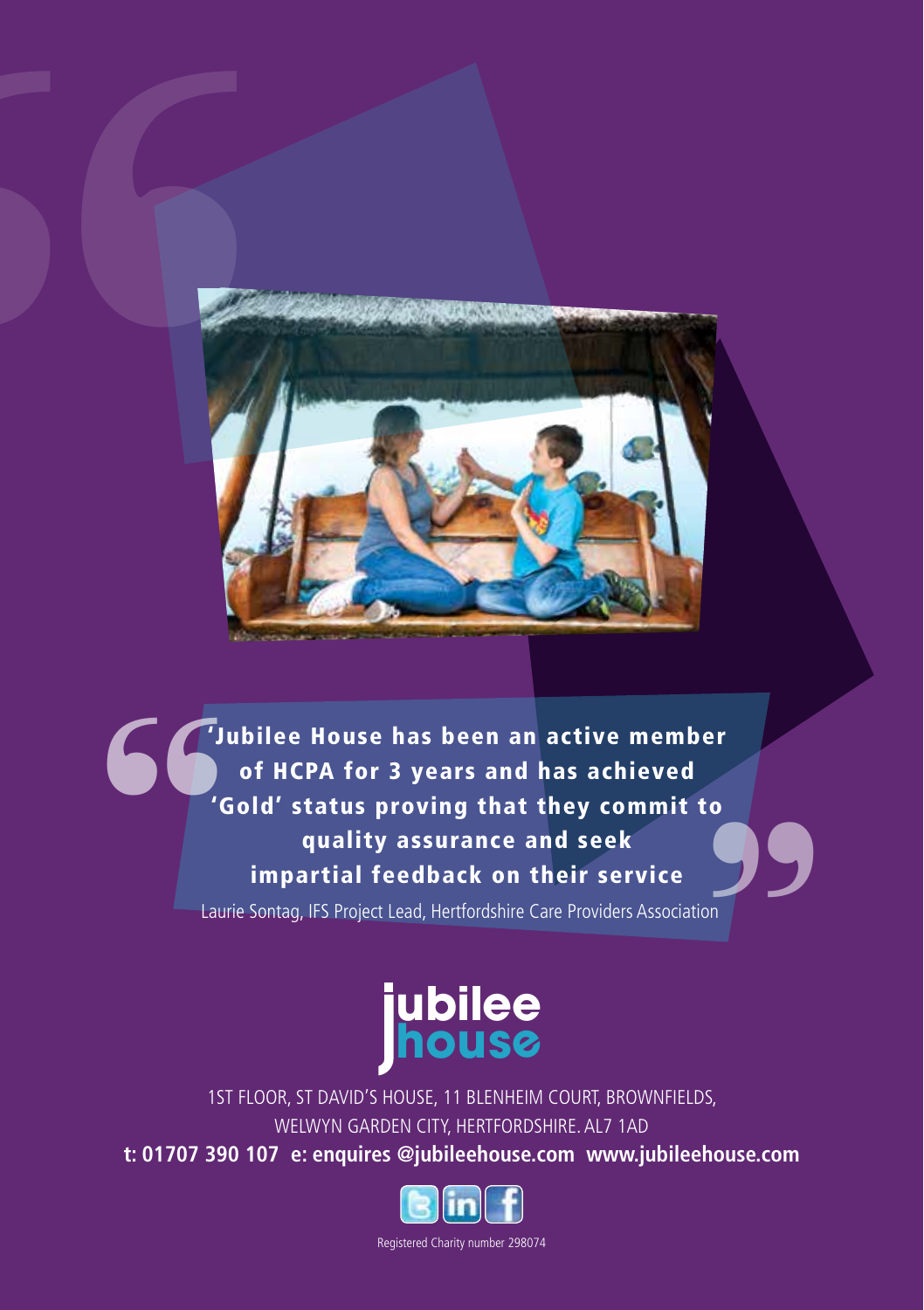'Jubilee House has been an active member of HCPA for 3 years and has achieved 'Gold' status proving that they commit to quality assurance and seek impartial feedback on their service

Laurie Sontag, IFS Project Lead, Hertfordshire Care Providers Association

jubilee house

1ST FLOOR, ST DAVID'S HOUSE, 11 BLENHEIM COURT, BROWNFIELDS, WELWYN GARDEN CITY, HERTFORDSHIRE. AL7 1AD

**t: 01707 390 107 e: enquires @jubileehouse.com www.jubileehouse.com**

Registered Charity number 298074